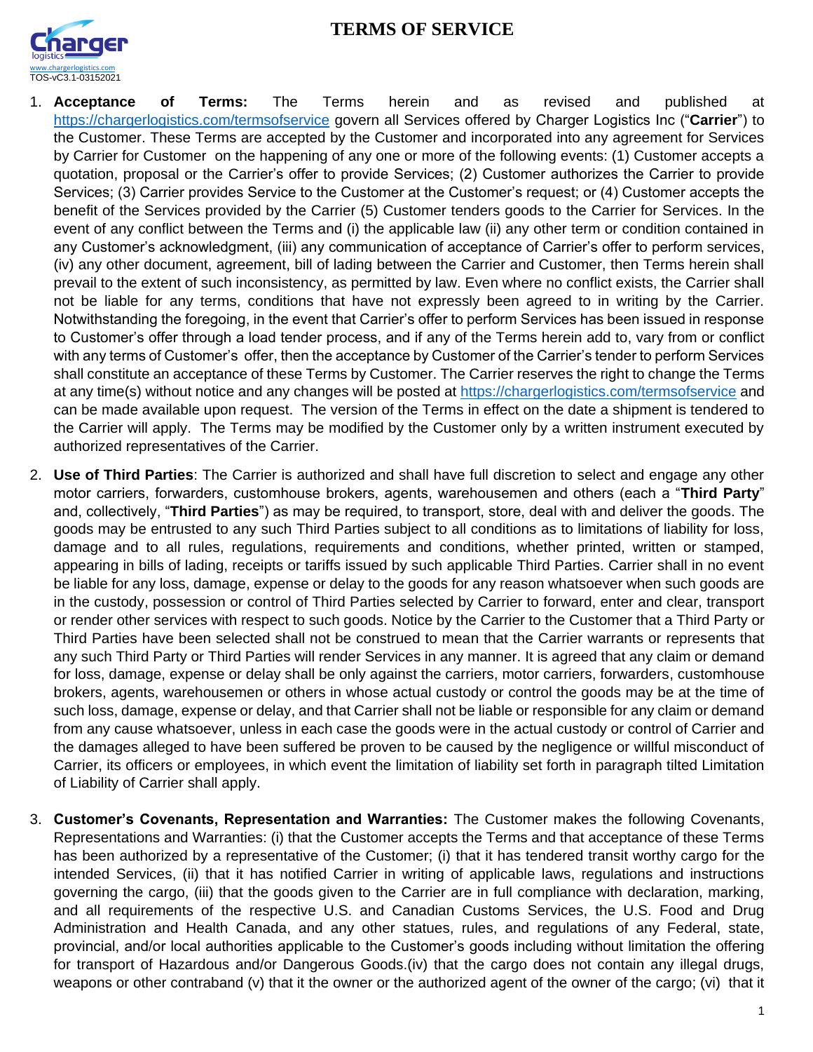# TERMS OF SERVICE

www.chargerlogistics.com
TOS-vC3.1-03152021

1. **Acceptance of Terms:** The Terms herein and as revised and published at https://chargerlogistics.com/termsofservice govern all Services offered by Charger Logistics Inc ("**Carrier**") to the Customer. These Terms are accepted by the Customer and incorporated into any agreement for Services by Carrier for Customer on the happening of any one or more of the following events: (1) Customer accepts a quotation, proposal or the Carrier's offer to provide Services; (2) Customer authorizes the Carrier to provide Services; (3) Carrier provides Service to the Customer at the Customer's request; or (4) Customer accepts the benefit of the Services provided by the Carrier (5) Customer tenders goods to the Carrier for Services. In the event of any conflict between the Terms and (i) the applicable law (ii) any other term or condition contained in any Customer's acknowledgment, (iii) any communication of acceptance of Carrier's offer to perform services, (iv) any other document, agreement, bill of lading between the Carrier and Customer, then Terms herein shall prevail to the extent of such inconsistency, as permitted by law. Even where no conflict exists, the Carrier shall not be liable for any terms, conditions that have not expressly been agreed to in writing by the Carrier. Notwithstanding the foregoing, in the event that Carrier's offer to perform Services has been issued in response to Customer's offer through a load tender process, and if any of the Terms herein add to, vary from or conflict with any terms of Customer's offer, then the acceptance by Customer of the Carrier's tender to perform Services shall constitute an acceptance of these Terms by Customer. The Carrier reserves the right to change the Terms at any time(s) without notice and any changes will be posted at https://chargerlogistics.com/termsofservice and can be made available upon request. The version of the Terms in effect on the date a shipment is tendered to the Carrier will apply. The Terms may be modified by the Customer only by a written instrument executed by authorized representatives of the Carrier.

2. **Use of Third Parties**: The Carrier is authorized and shall have full discretion to select and engage any other motor carriers, forwarders, customhouse brokers, agents, warehousemen and others (each a "**Third Party**" and, collectively, "**Third Parties**") as may be required, to transport, store, deal with and deliver the goods. The goods may be entrusted to any such Third Parties subject to all conditions as to limitations of liability for loss, damage and to all rules, regulations, requirements and conditions, whether printed, written or stamped, appearing in bills of lading, receipts or tariffs issued by such applicable Third Parties. Carrier shall in no event be liable for any loss, damage, expense or delay to the goods for any reason whatsoever when such goods are in the custody, possession or control of Third Parties selected by Carrier to forward, enter and clear, transport or render other services with respect to such goods. Notice by the Carrier to the Customer that a Third Party or Third Parties have been selected shall not be construed to mean that the Carrier warrants or represents that any such Third Party or Third Parties will render Services in any manner. It is agreed that any claim or demand for loss, damage, expense or delay shall be only against the carriers, motor carriers, forwarders, customhouse brokers, agents, warehousemen or others in whose actual custody or control the goods may be at the time of such loss, damage, expense or delay, and that Carrier shall not be liable or responsible for any claim or demand from any cause whatsoever, unless in each case the goods were in the actual custody or control of Carrier and the damages alleged to have been suffered be proven to be caused by the negligence or willful misconduct of Carrier, its officers or employees, in which event the limitation of liability set forth in paragraph tilted Limitation of Liability of Carrier shall apply.

3. **Customer's Covenants, Representation and Warranties:** The Customer makes the following Covenants, Representations and Warranties: (i) that the Customer accepts the Terms and that acceptance of these Terms has been authorized by a representative of the Customer; (i) that it has tendered transit worthy cargo for the intended Services, (ii) that it has notified Carrier in writing of applicable laws, regulations and instructions governing the cargo, (iii) that the goods given to the Carrier are in full compliance with declaration, marking, and all requirements of the respective U.S. and Canadian Customs Services, the U.S. Food and Drug Administration and Health Canada, and any other statues, rules, and regulations of any Federal, state, provincial, and/or local authorities applicable to the Customer's goods including without limitation the offering for transport of Hazardous and/or Dangerous Goods.(iv) that the cargo does not contain any illegal drugs, weapons or other contraband (v) that it the owner or the authorized agent of the owner of the cargo; (vi) that it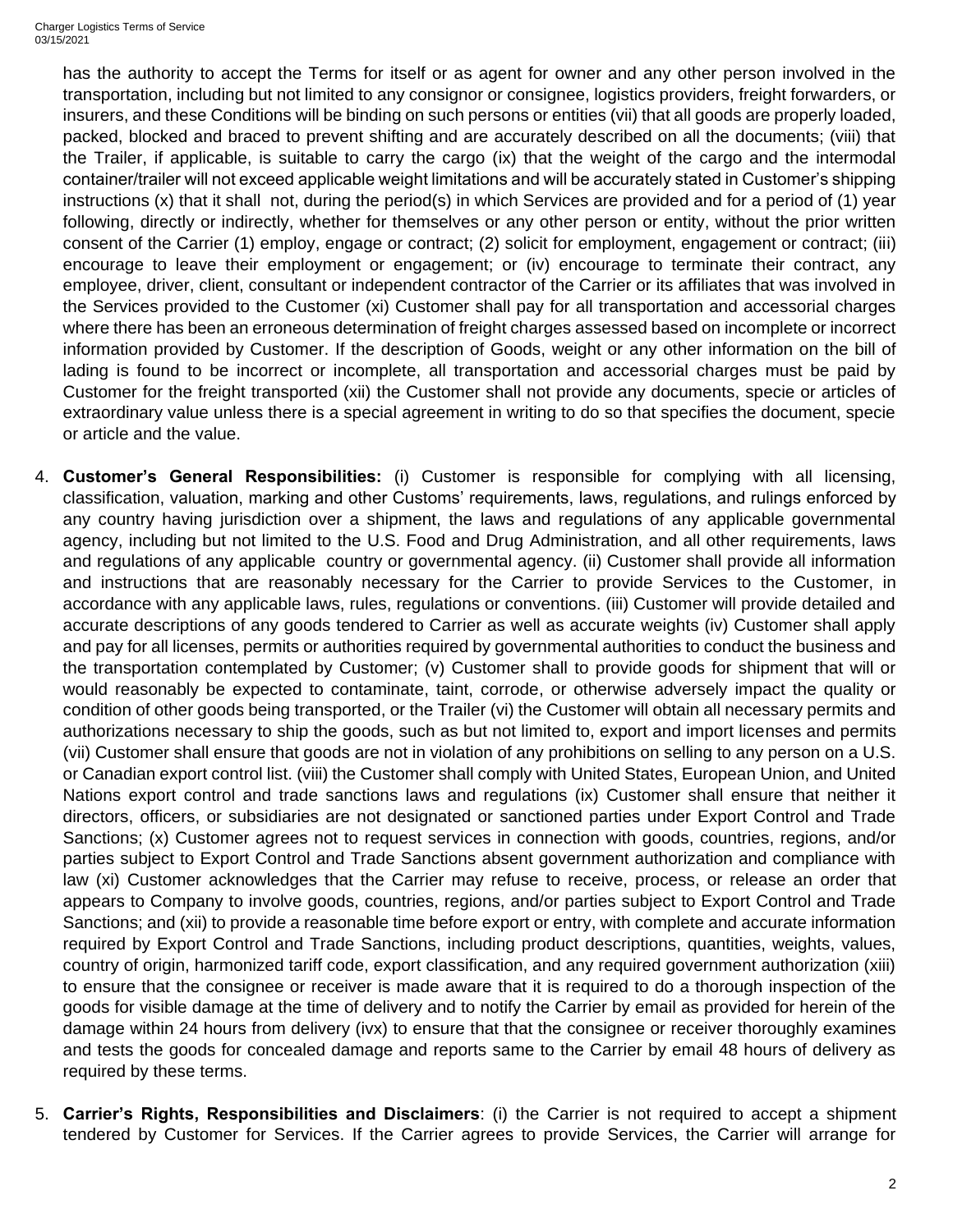has the authority to accept the Terms for itself or as agent for owner and any other person involved in the transportation, including but not limited to any consignor or consignee, logistics providers, freight forwarders, or insurers, and these Conditions will be binding on such persons or entities (vii) that all goods are properly loaded, packed, blocked and braced to prevent shifting and are accurately described on all the documents; (viii) that the Trailer, if applicable, is suitable to carry the cargo (ix) that the weight of the cargo and the intermodal container/trailer will not exceed applicable weight limitations and will be accurately stated in Customer's shipping instructions (x) that it shall not, during the period(s) in which Services are provided and for a period of (1) year following, directly or indirectly, whether for themselves or any other person or entity, without the prior written consent of the Carrier (1) employ, engage or contract; (2) solicit for employment, engagement or contract; (iii) encourage to leave their employment or engagement; or (iv) encourage to terminate their contract, any employee, driver, client, consultant or independent contractor of the Carrier or its affiliates that was involved in the Services provided to the Customer (xi) Customer shall pay for all transportation and accessorial charges where there has been an erroneous determination of freight charges assessed based on incomplete or incorrect information provided by Customer. If the description of Goods, weight or any other information on the bill of lading is found to be incorrect or incomplete, all transportation and accessorial charges must be paid by Customer for the freight transported (xii) the Customer shall not provide any documents, specie or articles of extraordinary value unless there is a special agreement in writing to do so that specifies the document, specie or article and the value.

4. **Customer's General Responsibilities:** (i) Customer is responsible for complying with all licensing, classification, valuation, marking and other Customs' requirements, laws, regulations, and rulings enforced by any country having jurisdiction over a shipment, the laws and regulations of any applicable governmental agency, including but not limited to the U.S. Food and Drug Administration, and all other requirements, laws and regulations of any applicable country or governmental agency. (ii) Customer shall provide all information and instructions that are reasonably necessary for the Carrier to provide Services to the Customer, in accordance with any applicable laws, rules, regulations or conventions. (iii) Customer will provide detailed and accurate descriptions of any goods tendered to Carrier as well as accurate weights (iv) Customer shall apply and pay for all licenses, permits or authorities required by governmental authorities to conduct the business and the transportation contemplated by Customer; (v) Customer shall to provide goods for shipment that will or would reasonably be expected to contaminate, taint, corrode, or otherwise adversely impact the quality or condition of other goods being transported, or the Trailer (vi) the Customer will obtain all necessary permits and authorizations necessary to ship the goods, such as but not limited to, export and import licenses and permits (vii) Customer shall ensure that goods are not in violation of any prohibitions on selling to any person on a U.S. or Canadian export control list. (viii) the Customer shall comply with United States, European Union, and United Nations export control and trade sanctions laws and regulations (ix) Customer shall ensure that neither it directors, officers, or subsidiaries are not designated or sanctioned parties under Export Control and Trade Sanctions; (x) Customer agrees not to request services in connection with goods, countries, regions, and/or parties subject to Export Control and Trade Sanctions absent government authorization and compliance with law (xi) Customer acknowledges that the Carrier may refuse to receive, process, or release an order that appears to Company to involve goods, countries, regions, and/or parties subject to Export Control and Trade Sanctions; and (xii) to provide a reasonable time before export or entry, with complete and accurate information required by Export Control and Trade Sanctions, including product descriptions, quantities, weights, values, country of origin, harmonized tariff code, export classification, and any required government authorization (xiii) to ensure that the consignee or receiver is made aware that it is required to do a thorough inspection of the goods for visible damage at the time of delivery and to notify the Carrier by email as provided for herein of the damage within 24 hours from delivery (ivx) to ensure that that the consignee or receiver thoroughly examines and tests the goods for concealed damage and reports same to the Carrier by email 48 hours of delivery as required by these terms.

5. **Carrier's Rights, Responsibilities and Disclaimers**: (i) the Carrier is not required to accept a shipment tendered by Customer for Services. If the Carrier agrees to provide Services, the Carrier will arrange for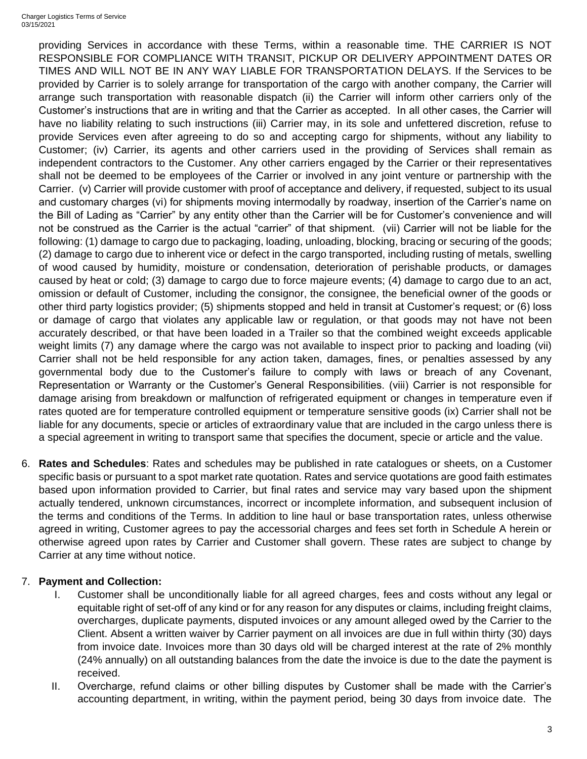providing Services in accordance with these Terms, within a reasonable time. THE CARRIER IS NOT RESPONSIBLE FOR COMPLIANCE WITH TRANSIT, PICKUP OR DELIVERY APPOINTMENT DATES OR TIMES AND WILL NOT BE IN ANY WAY LIABLE FOR TRANSPORTATION DELAYS. If the Services to be provided by Carrier is to solely arrange for transportation of the cargo with another company, the Carrier will arrange such transportation with reasonable dispatch (ii) the Carrier will inform other carriers only of the Customer's instructions that are in writing and that the Carrier as accepted. In all other cases, the Carrier will have no liability relating to such instructions (iii) Carrier may, in its sole and unfettered discretion, refuse to provide Services even after agreeing to do so and accepting cargo for shipments, without any liability to Customer; (iv) Carrier, its agents and other carriers used in the providing of Services shall remain as independent contractors to the Customer. Any other carriers engaged by the Carrier or their representatives shall not be deemed to be employees of the Carrier or involved in any joint venture or partnership with the Carrier. (v) Carrier will provide customer with proof of acceptance and delivery, if requested, subject to its usual and customary charges (vi) for shipments moving intermodally by roadway, insertion of the Carrier's name on the Bill of Lading as "Carrier" by any entity other than the Carrier will be for Customer's convenience and will not be construed as the Carrier is the actual "carrier" of that shipment. (vii) Carrier will not be liable for the following: (1) damage to cargo due to packaging, loading, unloading, blocking, bracing or securing of the goods; (2) damage to cargo due to inherent vice or defect in the cargo transported, including rusting of metals, swelling of wood caused by humidity, moisture or condensation, deterioration of perishable products, or damages caused by heat or cold; (3) damage to cargo due to force majeure events; (4) damage to cargo due to an act, omission or default of Customer, including the consignor, the consignee, the beneficial owner of the goods or other third party logistics provider; (5) shipments stopped and held in transit at Customer's request; or (6) loss or damage of cargo that violates any applicable law or regulation, or that goods may not have not been accurately described, or that have been loaded in a Trailer so that the combined weight exceeds applicable weight limits (7) any damage where the cargo was not available to inspect prior to packing and loading (vii) Carrier shall not be held responsible for any action taken, damages, fines, or penalties assessed by any governmental body due to the Customer's failure to comply with laws or breach of any Covenant, Representation or Warranty or the Customer's General Responsibilities. (viii) Carrier is not responsible for damage arising from breakdown or malfunction of refrigerated equipment or changes in temperature even if rates quoted are for temperature controlled equipment or temperature sensitive goods (ix) Carrier shall not be liable for any documents, specie or articles of extraordinary value that are included in the cargo unless there is a special agreement in writing to transport same that specifies the document, specie or article and the value.

6. **Rates and Schedules**: Rates and schedules may be published in rate catalogues or sheets, on a Customer specific basis or pursuant to a spot market rate quotation. Rates and service quotations are good faith estimates based upon information provided to Carrier, but final rates and service may vary based upon the shipment actually tendered, unknown circumstances, incorrect or incomplete information, and subsequent inclusion of the terms and conditions of the Terms. In addition to line haul or base transportation rates, unless otherwise agreed in writing, Customer agrees to pay the accessorial charges and fees set forth in Schedule A herein or otherwise agreed upon rates by Carrier and Customer shall govern. These rates are subject to change by Carrier at any time without notice.

7. **Payment and Collection:**
   I. Customer shall be unconditionally liable for all agreed charges, fees and costs without any legal or equitable right of set-off of any kind or for any reason for any disputes or claims, including freight claims, overcharges, duplicate payments, disputed invoices or any amount alleged owed by the Carrier to the Client. Absent a written waiver by Carrier payment on all invoices are due in full within thirty (30) days from invoice date. Invoices more than 30 days old will be charged interest at the rate of 2% monthly (24% annually) on all outstanding balances from the date the invoice is due to the date the payment is received.
   II. Overcharge, refund claims or other billing disputes by Customer shall be made with the Carrier's accounting department, in writing, within the payment period, being 30 days from invoice date. The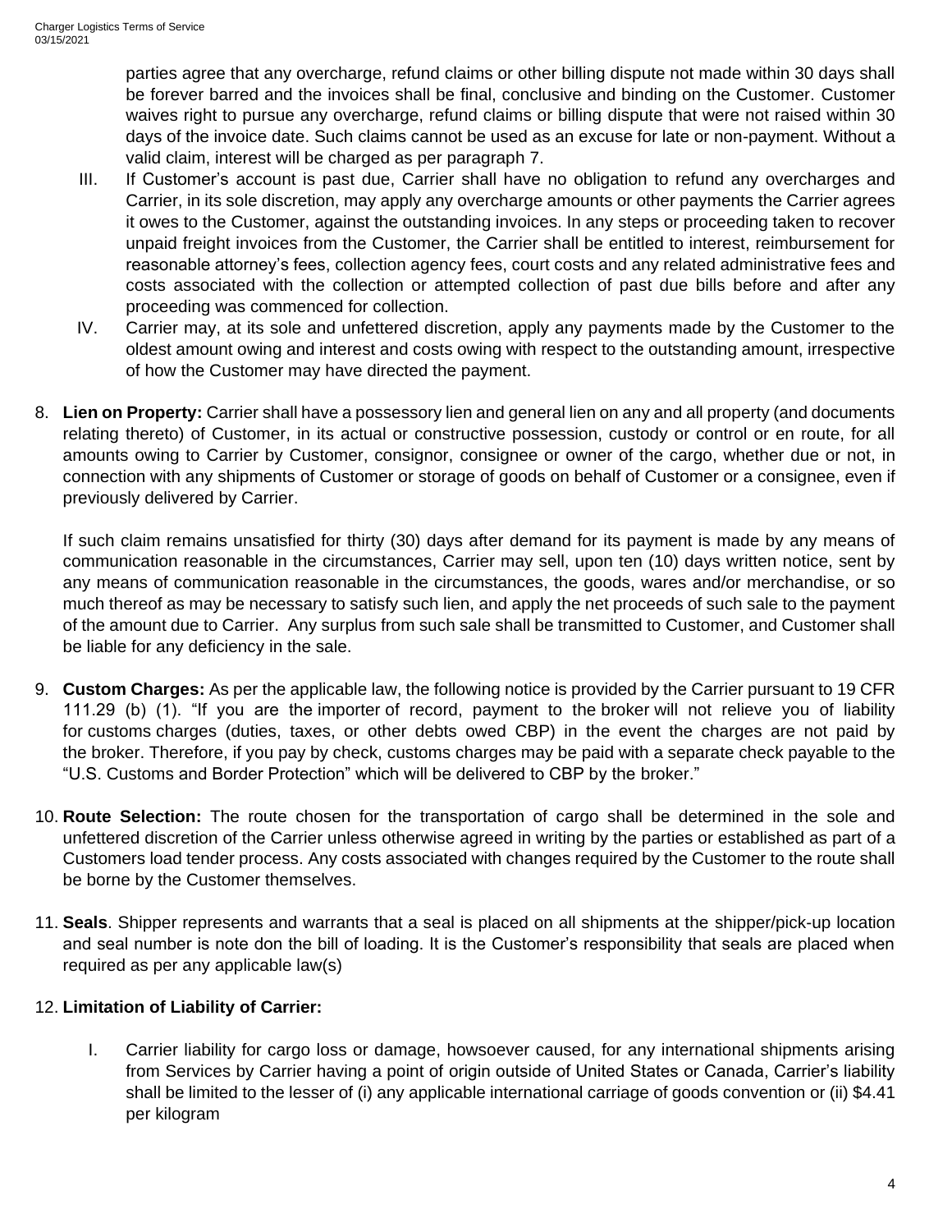parties agree that any overcharge, refund claims or other billing dispute not made within 30 days shall be forever barred and the invoices shall be final, conclusive and binding on the Customer. Customer waives right to pursue any overcharge, refund claims or billing dispute that were not raised within 30 days of the invoice date. Such claims cannot be used as an excuse for late or non-payment. Without a valid claim, interest will be charged as per paragraph 7.

III. If Customer's account is past due, Carrier shall have no obligation to refund any overcharges and Carrier, in its sole discretion, may apply any overcharge amounts or other payments the Carrier agrees it owes to the Customer, against the outstanding invoices. In any steps or proceeding taken to recover unpaid freight invoices from the Customer, the Carrier shall be entitled to interest, reimbursement for reasonable attorney's fees, collection agency fees, court costs and any related administrative fees and costs associated with the collection or attempted collection of past due bills before and after any proceeding was commenced for collection.

IV. Carrier may, at its sole and unfettered discretion, apply any payments made by the Customer to the oldest amount owing and interest and costs owing with respect to the outstanding amount, irrespective of how the Customer may have directed the payment.

8. **Lien on Property:** Carrier shall have a possessory lien and general lien on any and all property (and documents relating thereto) of Customer, in its actual or constructive possession, custody or control or en route, for all amounts owing to Carrier by Customer, consignor, consignee or owner of the cargo, whether due or not, in connection with any shipments of Customer or storage of goods on behalf of Customer or a consignee, even if previously delivered by Carrier.

   If such claim remains unsatisfied for thirty (30) days after demand for its payment is made by any means of communication reasonable in the circumstances, Carrier may sell, upon ten (10) days written notice, sent by any means of communication reasonable in the circumstances, the goods, wares and/or merchandise, or so much thereof as may be necessary to satisfy such lien, and apply the net proceeds of such sale to the payment of the amount due to Carrier. Any surplus from such sale shall be transmitted to Customer, and Customer shall be liable for any deficiency in the sale.

9. **Custom Charges:** As per the applicable law, the following notice is provided by the Carrier pursuant to 19 CFR 111.29 (b) (1). "If you are the importer of record, payment to the broker will not relieve you of liability for customs charges (duties, taxes, or other debts owed CBP) in the event the charges are not paid by the broker. Therefore, if you pay by check, customs charges may be paid with a separate check payable to the "U.S. Customs and Border Protection" which will be delivered to CBP by the broker."

10. **Route Selection:** The route chosen for the transportation of cargo shall be determined in the sole and unfettered discretion of the Carrier unless otherwise agreed in writing by the parties or established as part of a Customers load tender process. Any costs associated with changes required by the Customer to the route shall be borne by the Customer themselves.

11. **Seals**. Shipper represents and warrants that a seal is placed on all shipments at the shipper/pick-up location and seal number is note don the bill of loading. It is the Customer's responsibility that seals are placed when required as per any applicable law(s)

12. **Limitation of Liability of Carrier:**

    I. Carrier liability for cargo loss or damage, howsoever caused, for any international shipments arising from Services by Carrier having a point of origin outside of United States or Canada, Carrier's liability shall be limited to the lesser of (i) any applicable international carriage of goods convention or (ii) $4.41 per kilogram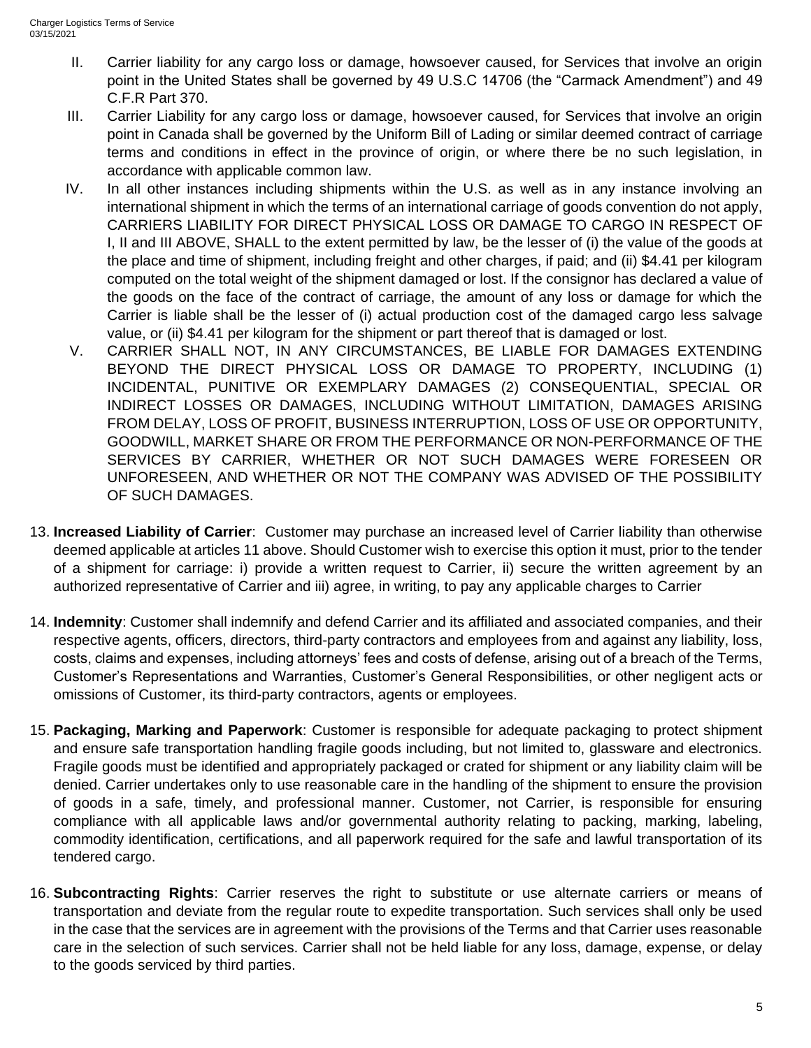II. Carrier liability for any cargo loss or damage, howsoever caused, for Services that involve an origin point in the United States shall be governed by 49 U.S.C 14706 (the "Carmack Amendment") and 49 C.F.R Part 370.

III. Carrier Liability for any cargo loss or damage, howsoever caused, for Services that involve an origin point in Canada shall be governed by the Uniform Bill of Lading or similar deemed contract of carriage terms and conditions in effect in the province of origin, or where there be no such legislation, in accordance with applicable common law.

IV. In all other instances including shipments within the U.S. as well as in any instance involving an international shipment in which the terms of an international carriage of goods convention do not apply, CARRIERS LIABILITY FOR DIRECT PHYSICAL LOSS OR DAMAGE TO CARGO IN RESPECT OF I, II and III ABOVE, SHALL to the extent permitted by law, be the lesser of (i) the value of the goods at the place and time of shipment, including freight and other charges, if paid; and (ii) $4.41 per kilogram computed on the total weight of the shipment damaged or lost. If the consignor has declared a value of the goods on the face of the contract of carriage, the amount of any loss or damage for which the Carrier is liable shall be the lesser of (i) actual production cost of the damaged cargo less salvage value, or (ii) $4.41 per kilogram for the shipment or part thereof that is damaged or lost.

V. CARRIER SHALL NOT, IN ANY CIRCUMSTANCES, BE LIABLE FOR DAMAGES EXTENDING BEYOND THE DIRECT PHYSICAL LOSS OR DAMAGE TO PROPERTY, INCLUDING (1) INCIDENTAL, PUNITIVE OR EXEMPLARY DAMAGES (2) CONSEQUENTIAL, SPECIAL OR INDIRECT LOSSES OR DAMAGES, INCLUDING WITHOUT LIMITATION, DAMAGES ARISING FROM DELAY, LOSS OF PROFIT, BUSINESS INTERRUPTION, LOSS OF USE OR OPPORTUNITY, GOODWILL, MARKET SHARE OR FROM THE PERFORMANCE OR NON-PERFORMANCE OF THE SERVICES BY CARRIER, WHETHER OR NOT SUCH DAMAGES WERE FORESEEN OR UNFORESEEN, AND WHETHER OR NOT THE COMPANY WAS ADVISED OF THE POSSIBILITY OF SUCH DAMAGES.

13. **Increased Liability of Carrier**: Customer may purchase an increased level of Carrier liability than otherwise deemed applicable at articles 11 above. Should Customer wish to exercise this option it must, prior to the tender of a shipment for carriage: i) provide a written request to Carrier, ii) secure the written agreement by an authorized representative of Carrier and iii) agree, in writing, to pay any applicable charges to Carrier

14. **Indemnity**: Customer shall indemnify and defend Carrier and its affiliated and associated companies, and their respective agents, officers, directors, third-party contractors and employees from and against any liability, loss, costs, claims and expenses, including attorneys' fees and costs of defense, arising out of a breach of the Terms, Customer's Representations and Warranties, Customer's General Responsibilities, or other negligent acts or omissions of Customer, its third-party contractors, agents or employees.

15. **Packaging, Marking and Paperwork**: Customer is responsible for adequate packaging to protect shipment and ensure safe transportation handling fragile goods including, but not limited to, glassware and electronics. Fragile goods must be identified and appropriately packaged or crated for shipment or any liability claim will be denied. Carrier undertakes only to use reasonable care in the handling of the shipment to ensure the provision of goods in a safe, timely, and professional manner. Customer, not Carrier, is responsible for ensuring compliance with all applicable laws and/or governmental authority relating to packing, marking, labeling, commodity identification, certifications, and all paperwork required for the safe and lawful transportation of its tendered cargo.

16. **Subcontracting Rights**: Carrier reserves the right to substitute or use alternate carriers or means of transportation and deviate from the regular route to expedite transportation. Such services shall only be used in the case that the services are in agreement with the provisions of the Terms and that Carrier uses reasonable care in the selection of such services. Carrier shall not be held liable for any loss, damage, expense, or delay to the goods serviced by third parties.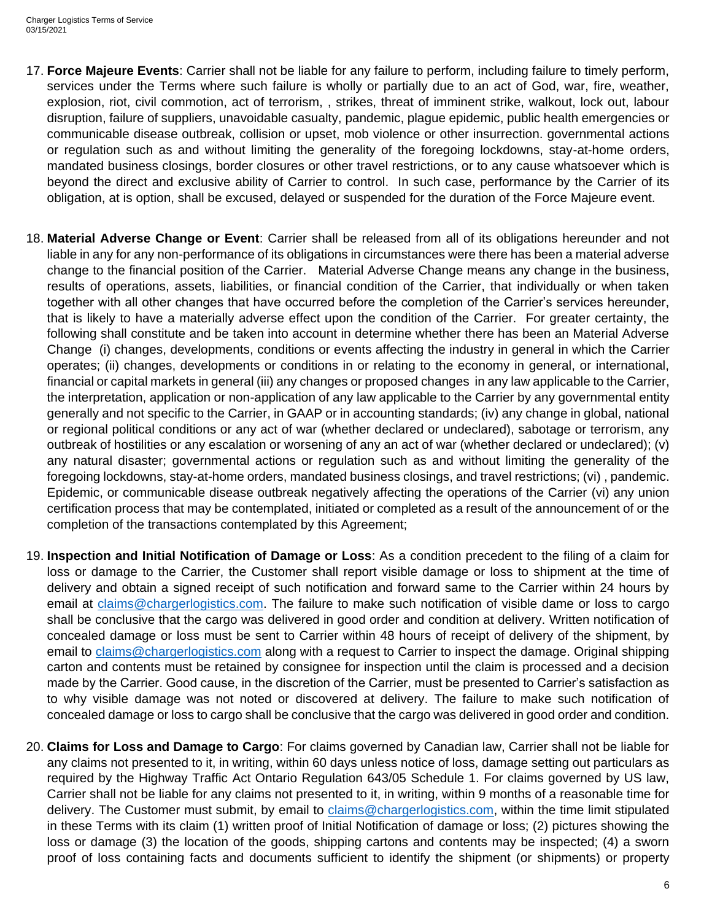17. **Force Majeure Events**: Carrier shall not be liable for any failure to perform, including failure to timely perform, services under the Terms where such failure is wholly or partially due to an act of God, war, fire, weather, explosion, riot, civil commotion, act of terrorism, , strikes, threat of imminent strike, walkout, lock out, labour disruption, failure of suppliers, unavoidable casualty, pandemic, plague epidemic, public health emergencies or communicable disease outbreak, collision or upset, mob violence or other insurrection. governmental actions or regulation such as and without limiting the generality of the foregoing lockdowns, stay-at-home orders, mandated business closings, border closures or other travel restrictions, or to any cause whatsoever which is beyond the direct and exclusive ability of Carrier to control. In such case, performance by the Carrier of its obligation, at is option, shall be excused, delayed or suspended for the duration of the Force Majeure event.

18. **Material Adverse Change or Event**: Carrier shall be released from all of its obligations hereunder and not liable in any for any non-performance of its obligations in circumstances were there has been a material adverse change to the financial position of the Carrier. Material Adverse Change means any change in the business, results of operations, assets, liabilities, or financial condition of the Carrier, that individually or when taken together with all other changes that have occurred before the completion of the Carrier's services hereunder, that is likely to have a materially adverse effect upon the condition of the Carrier. For greater certainty, the following shall constitute and be taken into account in determine whether there has been an Material Adverse Change (i) changes, developments, conditions or events affecting the industry in general in which the Carrier operates; (ii) changes, developments or conditions in or relating to the economy in general, or international, financial or capital markets in general (iii) any changes or proposed changes in any law applicable to the Carrier, the interpretation, application or non-application of any law applicable to the Carrier by any governmental entity generally and not specific to the Carrier, in GAAP or in accounting standards; (iv) any change in global, national or regional political conditions or any act of war (whether declared or undeclared), sabotage or terrorism, any outbreak of hostilities or any escalation or worsening of any an act of war (whether declared or undeclared); (v) any natural disaster; governmental actions or regulation such as and without limiting the generality of the foregoing lockdowns, stay-at-home orders, mandated business closings, and travel restrictions; (vi) , pandemic. Epidemic, or communicable disease outbreak negatively affecting the operations of the Carrier (vi) any union certification process that may be contemplated, initiated or completed as a result of the announcement of or the completion of the transactions contemplated by this Agreement;

19. **Inspection and Initial Notification of Damage or Loss**: As a condition precedent to the filing of a claim for loss or damage to the Carrier, the Customer shall report visible damage or loss to shipment at the time of delivery and obtain a signed receipt of such notification and forward same to the Carrier within 24 hours by email at claims@chargerlogistics.com. The failure to make such notification of visible dame or loss to cargo shall be conclusive that the cargo was delivered in good order and condition at delivery. Written notification of concealed damage or loss must be sent to Carrier within 48 hours of receipt of delivery of the shipment, by email to claims@chargerlogistics.com along with a request to Carrier to inspect the damage. Original shipping carton and contents must be retained by consignee for inspection until the claim is processed and a decision made by the Carrier. Good cause, in the discretion of the Carrier, must be presented to Carrier's satisfaction as to why visible damage was not noted or discovered at delivery. The failure to make such notification of concealed damage or loss to cargo shall be conclusive that the cargo was delivered in good order and condition.

20. **Claims for Loss and Damage to Cargo**: For claims governed by Canadian law, Carrier shall not be liable for any claims not presented to it, in writing, within 60 days unless notice of loss, damage setting out particulars as required by the Highway Traffic Act Ontario Regulation 643/05 Schedule 1. For claims governed by US law, Carrier shall not be liable for any claims not presented to it, in writing, within 9 months of a reasonable time for delivery. The Customer must submit, by email to claims@chargerlogistics.com, within the time limit stipulated in these Terms with its claim (1) written proof of Initial Notification of damage or loss; (2) pictures showing the loss or damage (3) the location of the goods, shipping cartons and contents may be inspected; (4) a sworn proof of loss containing facts and documents sufficient to identify the shipment (or shipments) or property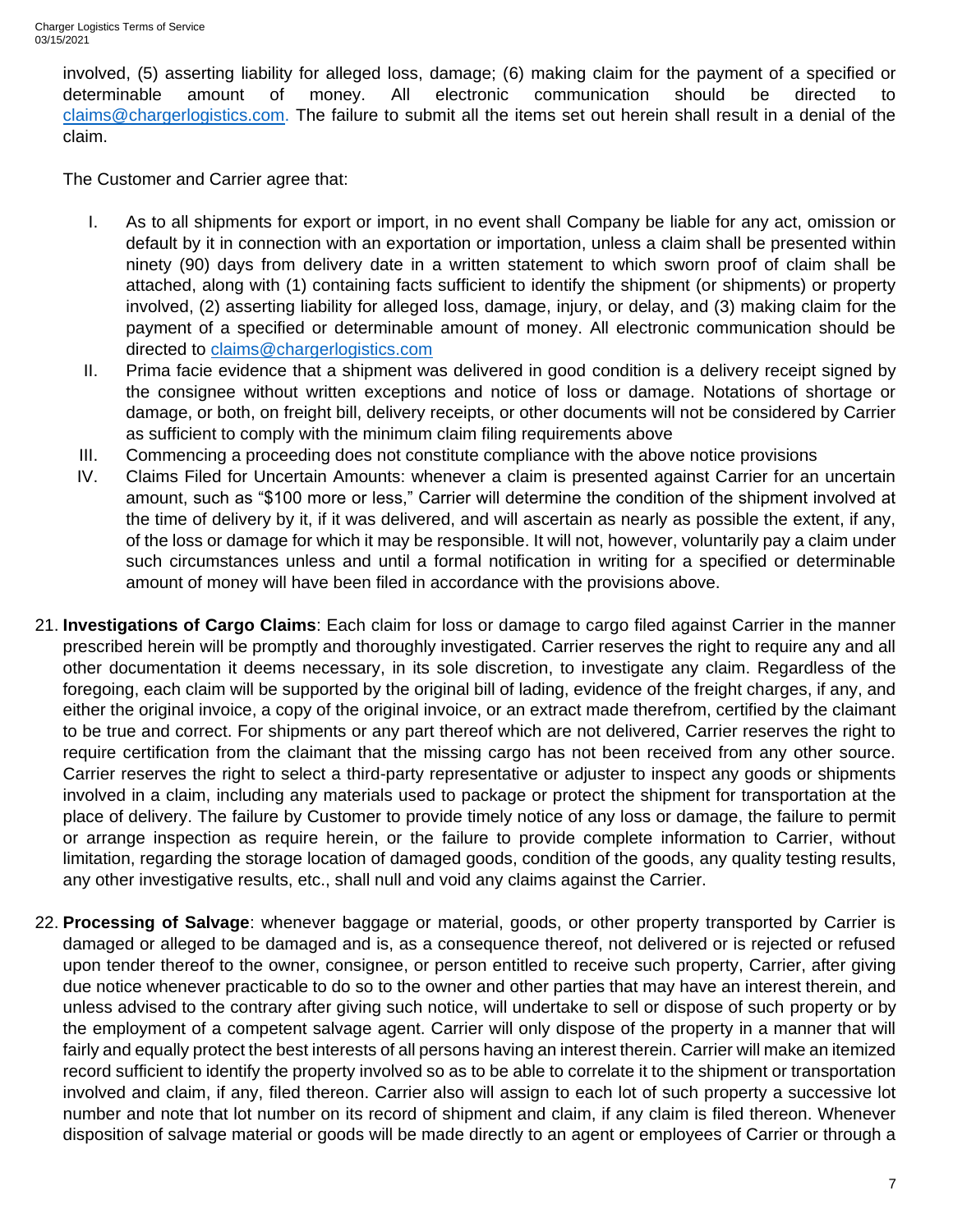involved, (5) asserting liability for alleged loss, damage; (6) making claim for the payment of a specified or determinable amount of money. All electronic communication should be directed to claims@chargerlogistics.com. The failure to submit all the items set out herein shall result in a denial of the claim.

The Customer and Carrier agree that:

I. As to all shipments for export or import, in no event shall Company be liable for any act, omission or default by it in connection with an exportation or importation, unless a claim shall be presented within ninety (90) days from delivery date in a written statement to which sworn proof of claim shall be attached, along with (1) containing facts sufficient to identify the shipment (or shipments) or property involved, (2) asserting liability for alleged loss, damage, injury, or delay, and (3) making claim for the payment of a specified or determinable amount of money. All electronic communication should be directed to claims@chargerlogistics.com
II. Prima facie evidence that a shipment was delivered in good condition is a delivery receipt signed by the consignee without written exceptions and notice of loss or damage. Notations of shortage or damage, or both, on freight bill, delivery receipts, or other documents will not be considered by Carrier as sufficient to comply with the minimum claim filing requirements above
III. Commencing a proceeding does not constitute compliance with the above notice provisions
IV. Claims Filed for Uncertain Amounts: whenever a claim is presented against Carrier for an uncertain amount, such as "$100 more or less," Carrier will determine the condition of the shipment involved at the time of delivery by it, if it was delivered, and will ascertain as nearly as possible the extent, if any, of the loss or damage for which it may be responsible. It will not, however, voluntarily pay a claim under such circumstances unless and until a formal notification in writing for a specified or determinable amount of money will have been filed in accordance with the provisions above.

21. **Investigations of Cargo Claims**: Each claim for loss or damage to cargo filed against Carrier in the manner prescribed herein will be promptly and thoroughly investigated. Carrier reserves the right to require any and all other documentation it deems necessary, in its sole discretion, to investigate any claim. Regardless of the foregoing, each claim will be supported by the original bill of lading, evidence of the freight charges, if any, and either the original invoice, a copy of the original invoice, or an extract made therefrom, certified by the claimant to be true and correct. For shipments or any part thereof which are not delivered, Carrier reserves the right to require certification from the claimant that the missing cargo has not been received from any other source. Carrier reserves the right to select a third-party representative or adjuster to inspect any goods or shipments involved in a claim, including any materials used to package or protect the shipment for transportation at the place of delivery. The failure by Customer to provide timely notice of any loss or damage, the failure to permit or arrange inspection as require herein, or the failure to provide complete information to Carrier, without limitation, regarding the storage location of damaged goods, condition of the goods, any quality testing results, any other investigative results, etc., shall null and void any claims against the Carrier.

22. **Processing of Salvage**: whenever baggage or material, goods, or other property transported by Carrier is damaged or alleged to be damaged and is, as a consequence thereof, not delivered or is rejected or refused upon tender thereof to the owner, consignee, or person entitled to receive such property, Carrier, after giving due notice whenever practicable to do so to the owner and other parties that may have an interest therein, and unless advised to the contrary after giving such notice, will undertake to sell or dispose of such property or by the employment of a competent salvage agent. Carrier will only dispose of the property in a manner that will fairly and equally protect the best interests of all persons having an interest therein. Carrier will make an itemized record sufficient to identify the property involved so as to be able to correlate it to the shipment or transportation involved and claim, if any, filed thereon. Carrier also will assign to each lot of such property a successive lot number and note that lot number on its record of shipment and claim, if any claim is filed thereon. Whenever disposition of salvage material or goods will be made directly to an agent or employees of Carrier or through a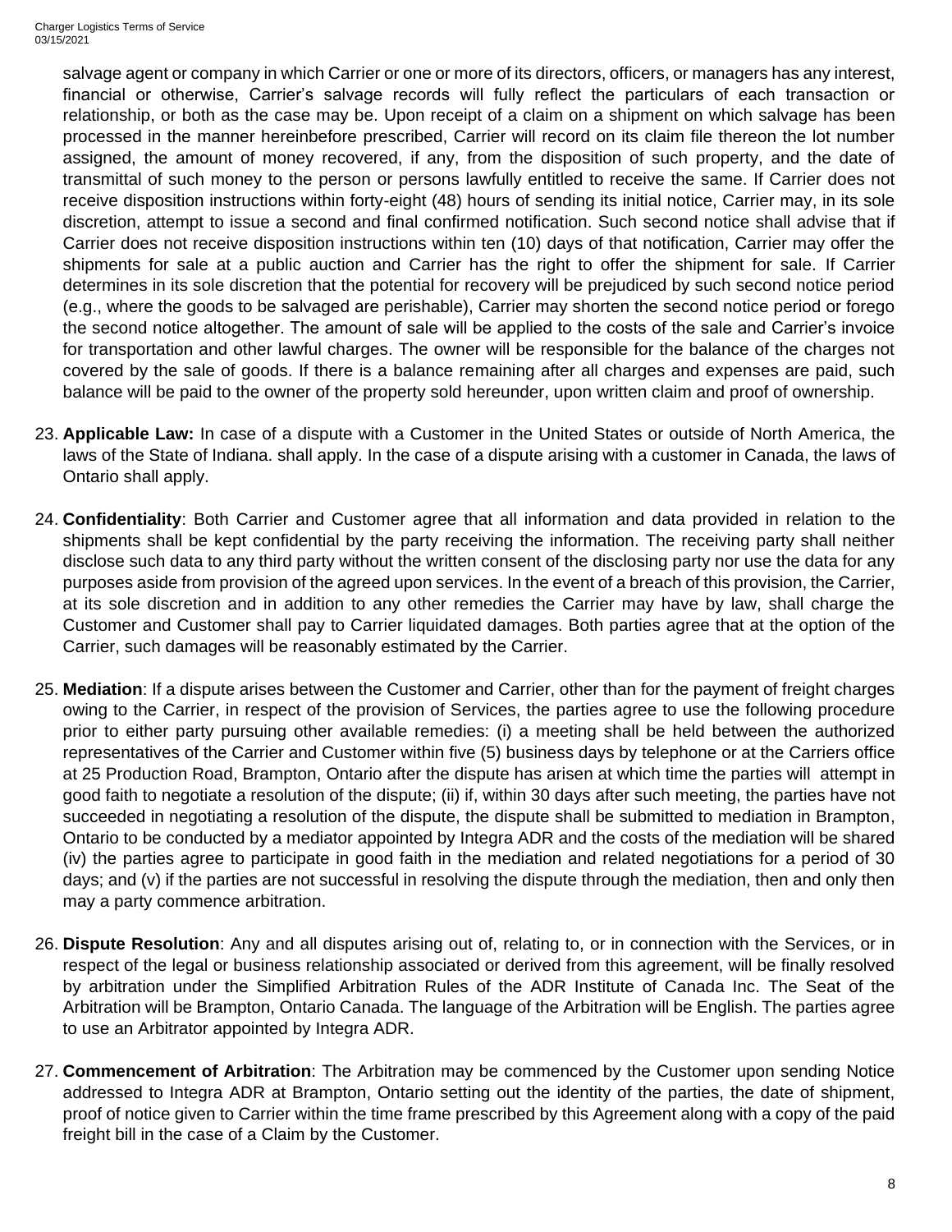salvage agent or company in which Carrier or one or more of its directors, officers, or managers has any interest, financial or otherwise, Carrier's salvage records will fully reflect the particulars of each transaction or relationship, or both as the case may be. Upon receipt of a claim on a shipment on which salvage has been processed in the manner hereinbefore prescribed, Carrier will record on its claim file thereon the lot number assigned, the amount of money recovered, if any, from the disposition of such property, and the date of transmittal of such money to the person or persons lawfully entitled to receive the same. If Carrier does not receive disposition instructions within forty-eight (48) hours of sending its initial notice, Carrier may, in its sole discretion, attempt to issue a second and final confirmed notification. Such second notice shall advise that if Carrier does not receive disposition instructions within ten (10) days of that notification, Carrier may offer the shipments for sale at a public auction and Carrier has the right to offer the shipment for sale. If Carrier determines in its sole discretion that the potential for recovery will be prejudiced by such second notice period (e.g., where the goods to be salvaged are perishable), Carrier may shorten the second notice period or forego the second notice altogether. The amount of sale will be applied to the costs of the sale and Carrier's invoice for transportation and other lawful charges. The owner will be responsible for the balance of the charges not covered by the sale of goods. If there is a balance remaining after all charges and expenses are paid, such balance will be paid to the owner of the property sold hereunder, upon written claim and proof of ownership.

23. **Applicable Law:** In case of a dispute with a Customer in the United States or outside of North America, the laws of the State of Indiana. shall apply. In the case of a dispute arising with a customer in Canada, the laws of Ontario shall apply.

24. **Confidentiality**: Both Carrier and Customer agree that all information and data provided in relation to the shipments shall be kept confidential by the party receiving the information. The receiving party shall neither disclose such data to any third party without the written consent of the disclosing party nor use the data for any purposes aside from provision of the agreed upon services. In the event of a breach of this provision, the Carrier, at its sole discretion and in addition to any other remedies the Carrier may have by law, shall charge the Customer and Customer shall pay to Carrier liquidated damages. Both parties agree that at the option of the Carrier, such damages will be reasonably estimated by the Carrier.

25. **Mediation**: If a dispute arises between the Customer and Carrier, other than for the payment of freight charges owing to the Carrier, in respect of the provision of Services, the parties agree to use the following procedure prior to either party pursuing other available remedies: (i) a meeting shall be held between the authorized representatives of the Carrier and Customer within five (5) business days by telephone or at the Carriers office at 25 Production Road, Brampton, Ontario after the dispute has arisen at which time the parties will attempt in good faith to negotiate a resolution of the dispute; (ii) if, within 30 days after such meeting, the parties have not succeeded in negotiating a resolution of the dispute, the dispute shall be submitted to mediation in Brampton, Ontario to be conducted by a mediator appointed by Integra ADR and the costs of the mediation will be shared (iv) the parties agree to participate in good faith in the mediation and related negotiations for a period of 30 days; and (v) if the parties are not successful in resolving the dispute through the mediation, then and only then may a party commence arbitration.

26. **Dispute Resolution**: Any and all disputes arising out of, relating to, or in connection with the Services, or in respect of the legal or business relationship associated or derived from this agreement, will be finally resolved by arbitration under the Simplified Arbitration Rules of the ADR Institute of Canada Inc. The Seat of the Arbitration will be Brampton, Ontario Canada. The language of the Arbitration will be English. The parties agree to use an Arbitrator appointed by Integra ADR.

27. **Commencement of Arbitration**: The Arbitration may be commenced by the Customer upon sending Notice addressed to Integra ADR at Brampton, Ontario setting out the identity of the parties, the date of shipment, proof of notice given to Carrier within the time frame prescribed by this Agreement along with a copy of the paid freight bill in the case of a Claim by the Customer.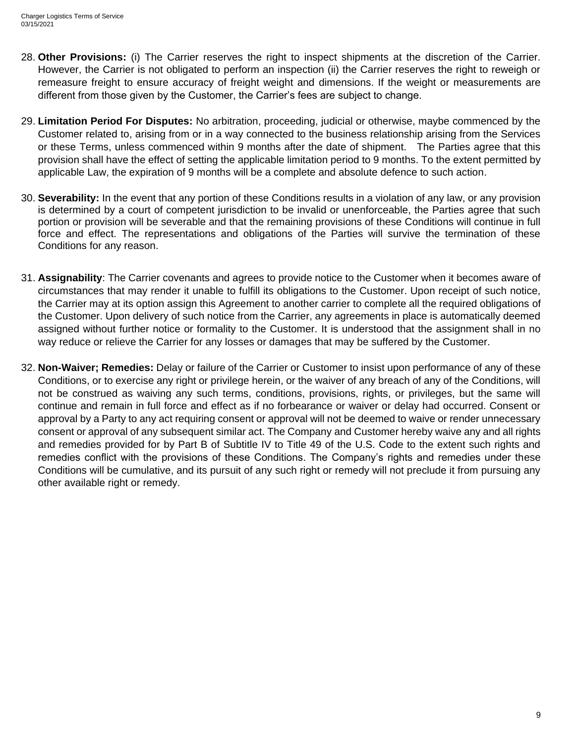28. **Other Provisions:** (i) The Carrier reserves the right to inspect shipments at the discretion of the Carrier. However, the Carrier is not obligated to perform an inspection (ii) the Carrier reserves the right to reweigh or remeasure freight to ensure accuracy of freight weight and dimensions. If the weight or measurements are different from those given by the Customer, the Carrier's fees are subject to change.

29. **Limitation Period For Disputes:** No arbitration, proceeding, judicial or otherwise, maybe commenced by the Customer related to, arising from or in a way connected to the business relationship arising from the Services or these Terms, unless commenced within 9 months after the date of shipment. The Parties agree that this provision shall have the effect of setting the applicable limitation period to 9 months. To the extent permitted by applicable Law, the expiration of 9 months will be a complete and absolute defence to such action.

30. **Severability:** In the event that any portion of these Conditions results in a violation of any law, or any provision is determined by a court of competent jurisdiction to be invalid or unenforceable, the Parties agree that such portion or provision will be severable and that the remaining provisions of these Conditions will continue in full force and effect. The representations and obligations of the Parties will survive the termination of these Conditions for any reason.

31. **Assignability**: The Carrier covenants and agrees to provide notice to the Customer when it becomes aware of circumstances that may render it unable to fulfill its obligations to the Customer. Upon receipt of such notice, the Carrier may at its option assign this Agreement to another carrier to complete all the required obligations of the Customer. Upon delivery of such notice from the Carrier, any agreements in place is automatically deemed assigned without further notice or formality to the Customer. It is understood that the assignment shall in no way reduce or relieve the Carrier for any losses or damages that may be suffered by the Customer.

32. **Non-Waiver; Remedies:** Delay or failure of the Carrier or Customer to insist upon performance of any of these Conditions, or to exercise any right or privilege herein, or the waiver of any breach of any of the Conditions, will not be construed as waiving any such terms, conditions, provisions, rights, or privileges, but the same will continue and remain in full force and effect as if no forbearance or waiver or delay had occurred. Consent or approval by a Party to any act requiring consent or approval will not be deemed to waive or render unnecessary consent or approval of any subsequent similar act. The Company and Customer hereby waive any and all rights and remedies provided for by Part B of Subtitle IV to Title 49 of the U.S. Code to the extent such rights and remedies conflict with the provisions of these Conditions. The Company's rights and remedies under these Conditions will be cumulative, and its pursuit of any such right or remedy will not preclude it from pursuing any other available right or remedy.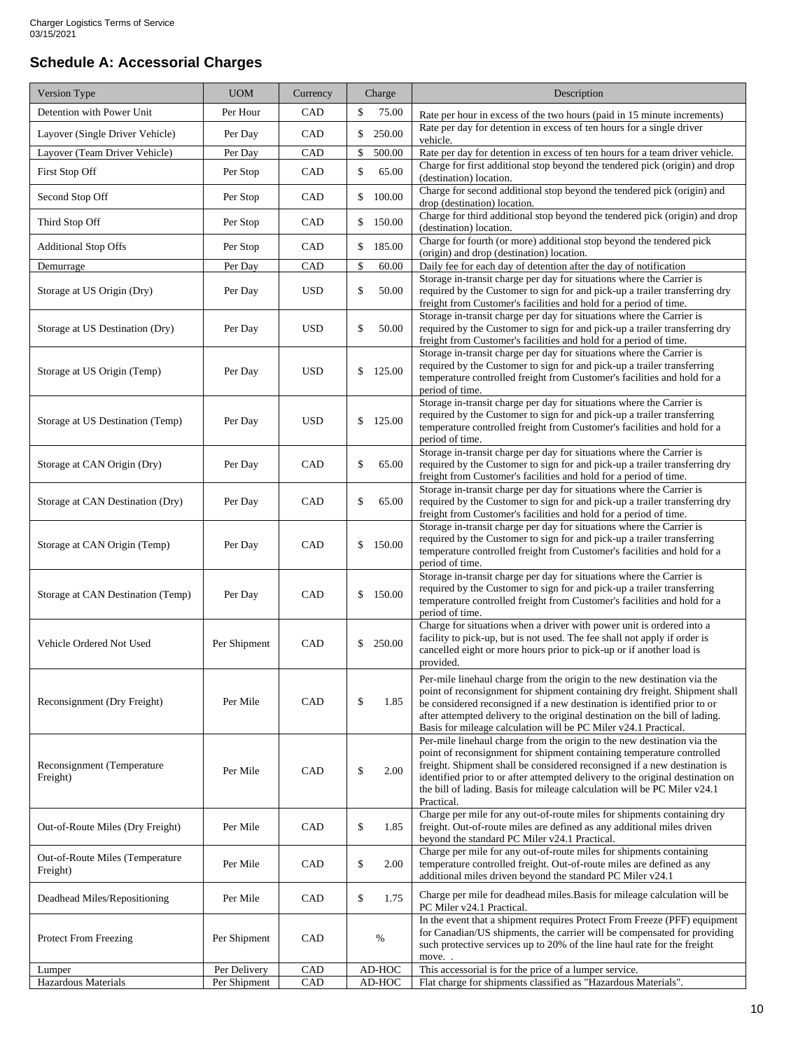## Schedule A: Accessorial Charges

| Version Type | UOM | Currency | Charge | Description |
|---|---|---|---|---|
| Detention with Power Unit | Per Hour | CAD | $ 75.00 | Rate per hour in excess of the two hours (paid in 15 minute increments) |
| Layover (Single Driver Vehicle) | Per Day | CAD | $ 250.00 | Rate per day for detention in excess of ten hours for a single driver vehicle. |
| Layover (Team Driver Vehicle) | Per Day | CAD | $ 500.00 | Rate per day for detention in excess of ten hours for a team driver vehicle. |
| First Stop Off | Per Stop | CAD | $ 65.00 | Charge for first additional stop beyond the tendered pick (origin) and drop (destination) location. |
| Second Stop Off | Per Stop | CAD | $ 100.00 | Charge for second additional stop beyond the tendered pick (origin) and drop (destination) location. |
| Third Stop Off | Per Stop | CAD | $ 150.00 | Charge for third additional stop beyond the tendered pick (origin) and drop (destination) location. |
| Additional Stop Offs | Per Stop | CAD | $ 185.00 | Charge for fourth (or more) additional stop beyond the tendered pick (origin) and drop (destination) location. |
| Demurrage | Per Day | CAD | $ 60.00 | Daily fee for each day of detention after the day of notification |
| Storage at US Origin (Dry) | Per Day | USD | $ 50.00 | Storage in-transit charge per day for situations where the Carrier is required by the Customer to sign for and pick-up a trailer transferring dry freight from Customer's facilities and hold for a period of time. |
| Storage at US Destination (Dry) | Per Day | USD | $ 50.00 | Storage in-transit charge per day for situations where the Carrier is required by the Customer to sign for and pick-up a trailer transferring dry freight from Customer's facilities and hold for a period of time. |
| Storage at US Origin (Temp) | Per Day | USD | $ 125.00 | Storage in-transit charge per day for situations where the Carrier is required by the Customer to sign for and pick-up a trailer transferring temperature controlled freight from Customer's facilities and hold for a period of time. |
| Storage at US Destination (Temp) | Per Day | USD | $ 125.00 | Storage in-transit charge per day for situations where the Carrier is required by the Customer to sign for and pick-up a trailer transferring temperature controlled freight from Customer's facilities and hold for a period of time. |
| Storage at CAN Origin (Dry) | Per Day | CAD | $ 65.00 | Storage in-transit charge per day for situations where the Carrier is required by the Customer to sign for and pick-up a trailer transferring dry freight from Customer's facilities and hold for a period of time. |
| Storage at CAN Destination (Dry) | Per Day | CAD | $ 65.00 | Storage in-transit charge per day for situations where the Carrier is required by the Customer to sign for and pick-up a trailer transferring dry freight from Customer's facilities and hold for a period of time. |
| Storage at CAN Origin (Temp) | Per Day | CAD | $ 150.00 | Storage in-transit charge per day for situations where the Carrier is required by the Customer to sign for and pick-up a trailer transferring temperature controlled freight from Customer's facilities and hold for a period of time. |
| Storage at CAN Destination (Temp) | Per Day | CAD | $ 150.00 | Storage in-transit charge per day for situations where the Carrier is required by the Customer to sign for and pick-up a trailer transferring temperature controlled freight from Customer's facilities and hold for a period of time. |
| Vehicle Ordered Not Used | Per Shipment | CAD | $ 250.00 | Charge for situations when a driver with power unit is ordered into a facility to pick-up, but is not used. The fee shall not apply if order is cancelled eight or more hours prior to pick-up or if another load is provided. |
| Reconsignment (Dry Freight) | Per Mile | CAD | $ 1.85 | Per-mile linehaul charge from the origin to the new destination via the point of reconsignment for shipment containing dry freight. Shipment shall be considered reconsigned if a new destination is identified prior to or after attempted delivery to the original destination on the bill of lading. Basis for mileage calculation will be PC Miler v24.1 Practical. |
| Reconsignment (Temperature Freight) | Per Mile | CAD | $ 2.00 | Per-mile linehaul charge from the origin to the new destination via the point of reconsignment for shipment containing temperature controlled freight. Shipment shall be considered reconsigned if a new destination is identified prior to or after attempted delivery to the original destination on the bill of lading. Basis for mileage calculation will be PC Miler v24.1 Practical. |
| Out-of-Route Miles (Dry Freight) | Per Mile | CAD | $ 1.85 | Charge per mile for any out-of-route miles for shipments containing dry freight. Out-of-route miles are defined as any additional miles driven beyond the standard PC Miler v24.1 Practical. |
| Out-of-Route Miles (Temperature Freight) | Per Mile | CAD | $ 2.00 | Charge per mile for any out-of-route miles for shipments containing temperature controlled freight. Out-of-route miles are defined as any additional miles driven beyond the standard PC Miler v24.1 |
| Deadhead Miles/Repositioning | Per Mile | CAD | $ 1.75 | Charge per mile for deadhead miles.Basis for mileage calculation will be PC Miler v24.1 Practical. |
| Protect From Freezing | Per Shipment | CAD | % | In the event that a shipment requires Protect From Freeze (PFF) equipment for Canadian/US shipments, the carrier will be compensated for providing such protective services up to 20% of the line haul rate for the freight move. . |
| Lumper | Per Delivery | CAD | AD-HOC | This accessorial is for the price of a lumper service. |
| Hazardous Materials | Per Shipment | CAD | AD-HOC | Flat charge for shipments classified as "Hazardous Materials". |